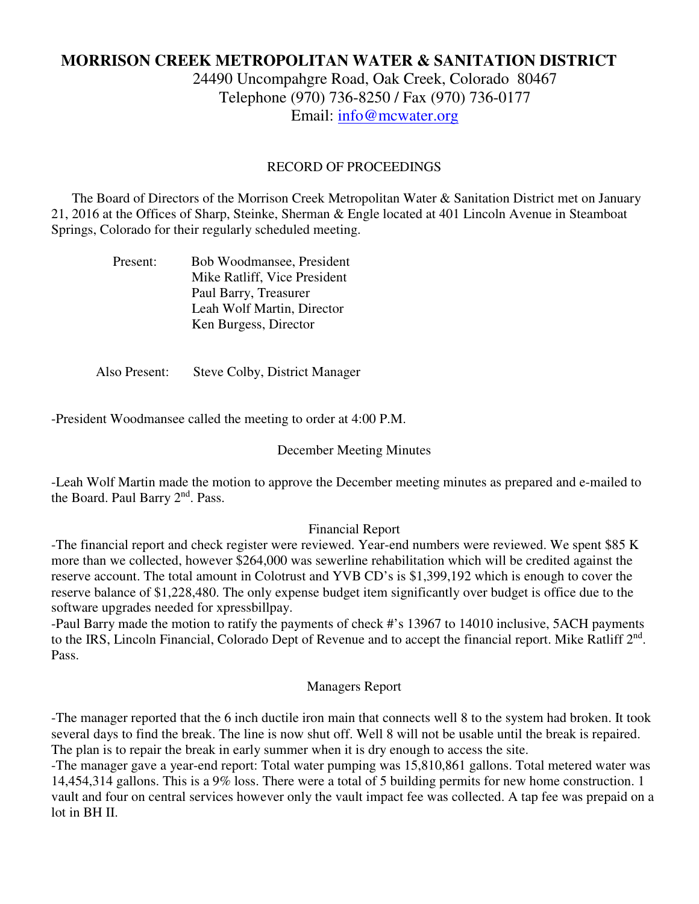# MORRISON CREEK METROPOLITAN WATER & SANITATION DISTRICT

24490 Uncompahgre Road, Oak Creek, Colorado 80467
Telephone (970) 736-8250 / Fax (970) 736-0177
Email: info@mcwater.org

## RECORD OF PROCEEDINGS

The Board of Directors of the Morrison Creek Metropolitan Water & Sanitation District met on January 21, 2016 at the Offices of Sharp, Steinke, Sherman & Engle located at 401 Lincoln Avenue in Steamboat Springs, Colorado for their regularly scheduled meeting.

Present:
- Bob Woodmansee, President
- Mike Ratliff, Vice President
- Paul Barry, Treasurer
- Leah Wolf Martin, Director
- Ken Burgess, Director

Also Present: Steve Colby, District Manager

-President Woodmansee called the meeting to order at 4:00 P.M.

### December Meeting Minutes

-Leah Wolf Martin made the motion to approve the December meeting minutes as prepared and e-mailed to the Board. Paul Barry 2nd. Pass.

### Financial Report

-The financial report and check register were reviewed. Year-end numbers were reviewed. We spent $85 K more than we collected, however $264,000 was sewerline rehabilitation which will be credited against the reserve account. The total amount in Colotrust and YVB CD's is $1,399,192 which is enough to cover the reserve balance of $1,228,480. The only expense budget item significantly over budget is office due to the software upgrades needed for xpressbillpay.

-Paul Barry made the motion to ratify the payments of check #'s 13967 to 14010 inclusive, 5ACH payments to the IRS, Lincoln Financial, Colorado Dept of Revenue and to accept the financial report. Mike Ratliff 2nd. Pass.

### Managers Report

-The manager reported that the 6 inch ductile iron main that connects well 8 to the system had broken. It took several days to find the break. The line is now shut off. Well 8 will not be usable until the break is repaired. The plan is to repair the break in early summer when it is dry enough to access the site.

-The manager gave a year-end report: Total water pumping was 15,810,861 gallons. Total metered water was 14,454,314 gallons. This is a 9% loss. There were a total of 5 building permits for new home construction. 1 vault and four on central services however only the vault impact fee was collected. A tap fee was prepaid on a lot in BH II.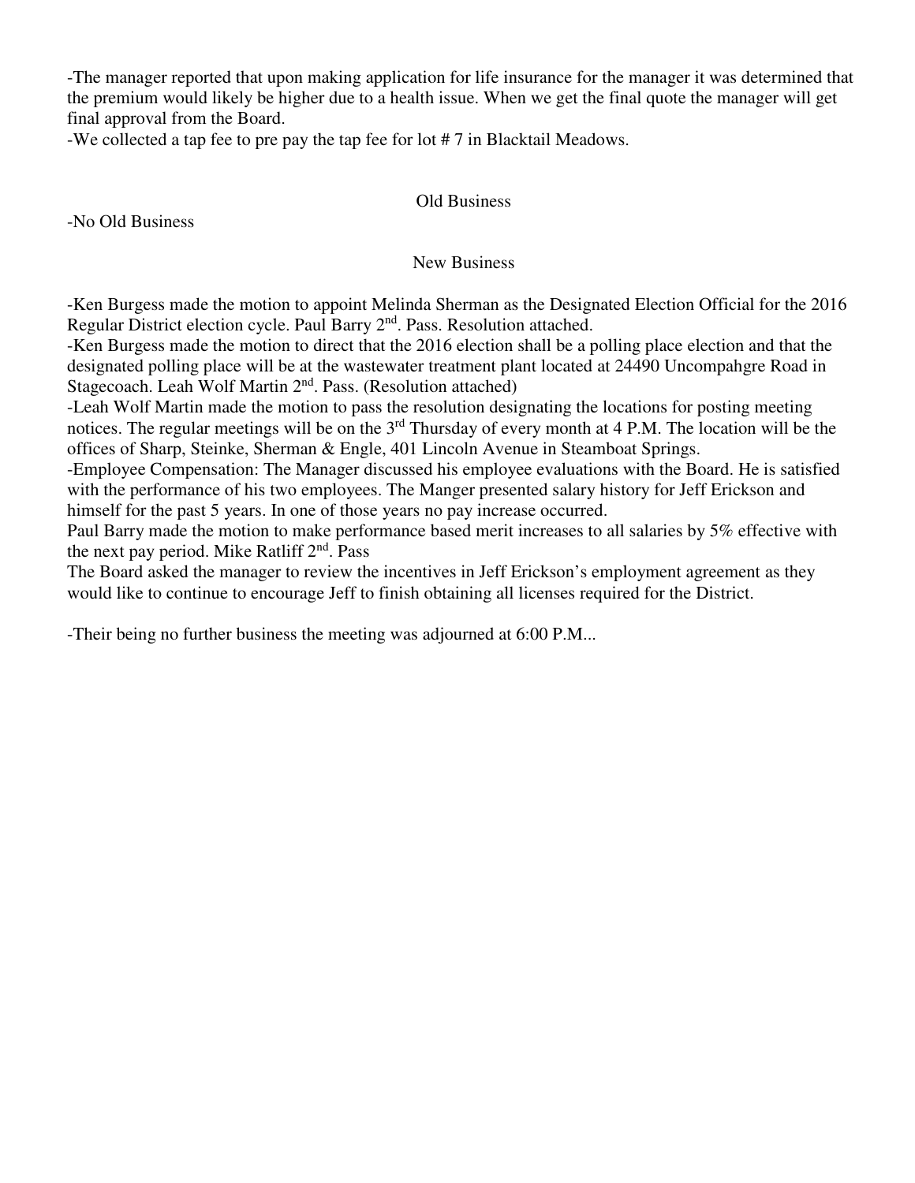-The manager reported that upon making application for life insurance for the manager it was determined that the premium would likely be higher due to a health issue. When we get the final quote the manager will get final approval from the Board.

-We collected a tap fee to pre pay the tap fee for lot # 7 in Blacktail Meadows.

## Old Business

-No Old Business

## New Business

-Ken Burgess made the motion to appoint Melinda Sherman as the Designated Election Official for the 2016 Regular District election cycle. Paul Barry 2nd. Pass. Resolution attached.

-Ken Burgess made the motion to direct that the 2016 election shall be a polling place election and that the designated polling place will be at the wastewater treatment plant located at 24490 Uncompahgre Road in Stagecoach. Leah Wolf Martin 2nd. Pass. (Resolution attached)

-Leah Wolf Martin made the motion to pass the resolution designating the locations for posting meeting notices. The regular meetings will be on the 3rd Thursday of every month at 4 P.M. The location will be the offices of Sharp, Steinke, Sherman & Engle, 401 Lincoln Avenue in Steamboat Springs.

-Employee Compensation: The Manager discussed his employee evaluations with the Board. He is satisfied with the performance of his two employees. The Manger presented salary history for Jeff Erickson and himself for the past 5 years. In one of those years no pay increase occurred.

Paul Barry made the motion to make performance based merit increases to all salaries by 5% effective with the next pay period. Mike Ratliff 2nd. Pass

The Board asked the manager to review the incentives in Jeff Erickson's employment agreement as they would like to continue to encourage Jeff to finish obtaining all licenses required for the District.

-Their being no further business the meeting was adjourned at 6:00 P.M...